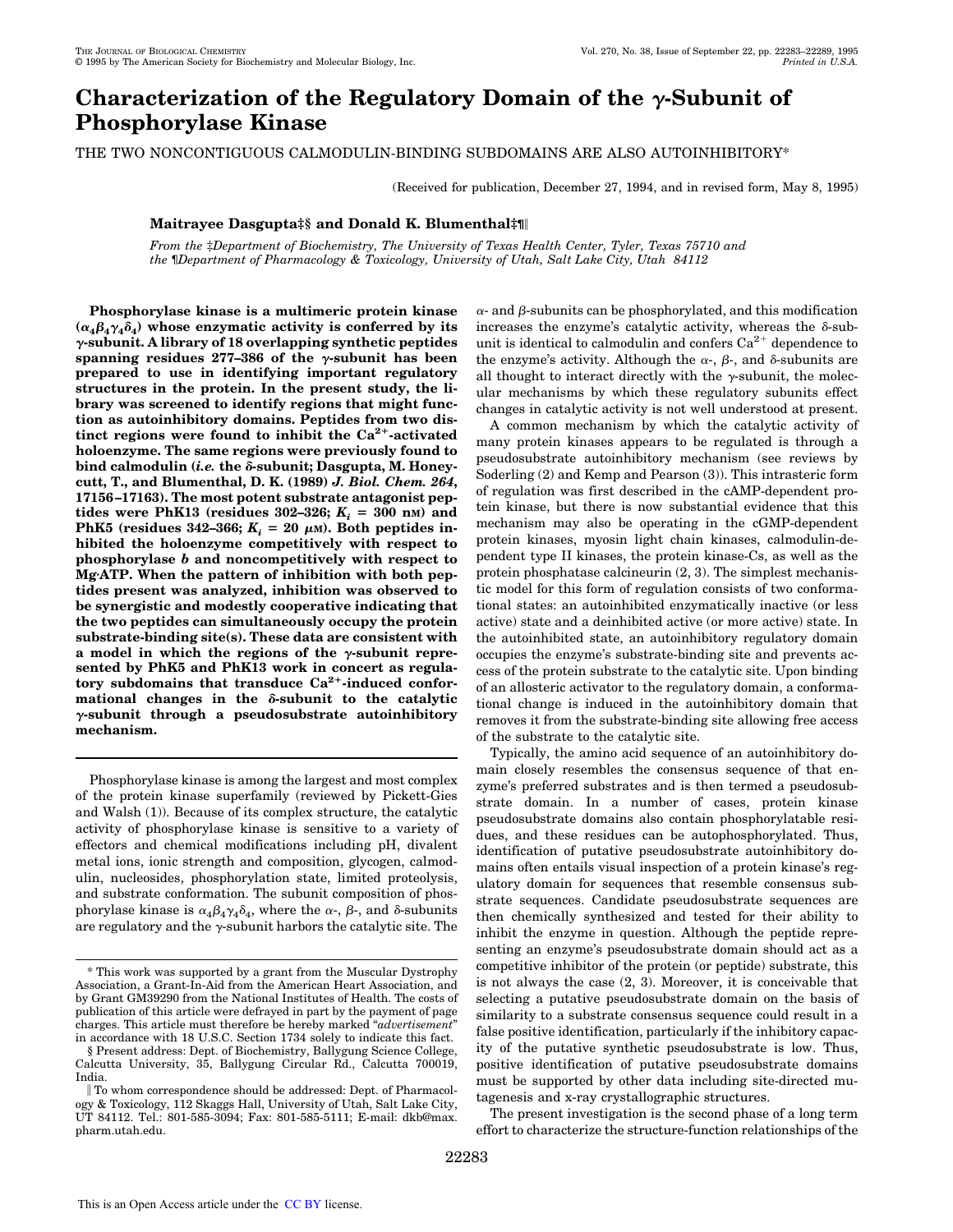# Characterization of the Regulatory Domain of the γ-Subunit of Phosphorylase Kinase

THE TWO NONCONTIGUOUS CALMODULIN-BINDING SUBDOMAINS ARE ALSO AUTOINHIBITORY*

(Received for publication, December 27, 1994, and in revised form, May 8, 1995)

**Maitrayee Dasgupta‡§ and Donald K. Blumenthal‡¶‖**

*From the ‡Department of Biochemistry, The University of Texas Health Center, Tyler, Texas 75710 and the ¶Department of Pharmacology & Toxicology, University of Utah, Salt Lake City, Utah 84112*

**Phosphorylase kinase is a multimeric protein kinase ($\alpha_4\beta_4\gamma_4\delta_4$) whose enzymatic activity is conferred by its γ-subunit. A library of 18 overlapping synthetic peptides spanning residues 277–386 of the γ-subunit has been prepared to use in identifying important regulatory structures in the protein. In the present study, the library was screened to identify regions that might function as autoinhibitory domains. Peptides from two distinct regions were found to inhibit the $Ca^{2+}$-activated holoenzyme. The same regions were previously found to bind calmodulin (*i.e.* the δ-subunit; Dasgupta, M. Honeycutt, T., and Blumenthal, D. K. (1989) *J. Biol. Chem. 264*, 17156–17163). The most potent substrate antagonist peptides were PhK13 (residues 302–326; $K_i$ = 300 nM) and PhK5 (residues 342–366; $K_i$ = 20 μM). Both peptides inhibited the holoenzyme competitively with respect to phosphorylase *b* and noncompetitively with respect to Mg·ATP. When the pattern of inhibition with both peptides present was analyzed, inhibition was observed to be synergistic and modestly cooperative indicating that the two peptides can simultaneously occupy the protein substrate-binding site(s). These data are consistent with a model in which the regions of the γ-subunit represented by PhK5 and PhK13 work in concert as regulatory subdomains that transduce $Ca^{2+}$-induced conformational changes in the δ-subunit to the catalytic γ-subunit through a pseudosubstrate autoinhibitory mechanism.**

Phosphorylase kinase is among the largest and most complex of the protein kinase superfamily (reviewed by Pickett-Gies and Walsh (1)). Because of its complex structure, the catalytic activity of phosphorylase kinase is sensitive to a variety of effectors and chemical modifications including pH, divalent metal ions, ionic strength and composition, glycogen, calmodulin, nucleosides, phosphorylation state, limited proteolysis, and substrate conformation. The subunit composition of phosphorylase kinase is $\alpha_4\beta_4\gamma_4\delta_4$, where the α-, β-, and δ-subunits are regulatory and the γ-subunit harbors the catalytic site. The α- and β-subunits can be phosphorylated, and this modification increases the enzyme's catalytic activity, whereas the δ-subunit is identical to calmodulin and confers $Ca^{2+}$ dependence to the enzyme's activity. Although the α-, β-, and δ-subunits are all thought to interact directly with the γ-subunit, the molecular mechanisms by which these regulatory subunits effect changes in catalytic activity is not well understood at present.

A common mechanism by which the catalytic activity of many protein kinases appears to be regulated is through a pseudosubstrate autoinhibitory mechanism (see reviews by Soderling (2) and Kemp and Pearson (3)). This intrasteric form of regulation was first described in the cAMP-dependent protein kinase, but there is now substantial evidence that this mechanism may also be operating in the cGMP-dependent protein kinases, myosin light chain kinases, calmodulin-dependent type II kinases, the protein kinase-Cs, as well as the protein phosphatase calcineurin (2, 3). The simplest mechanistic model for this form of regulation consists of two conformational states: an autoinhibited enzymatically inactive (or less active) state and a deinhibited active (or more active) state. In the autoinhibited state, an autoinhibitory regulatory domain occupies the enzyme's substrate-binding site and prevents access of the protein substrate to the catalytic site. Upon binding of an allosteric activator to the regulatory domain, a conformational change is induced in the autoinhibitory domain that removes it from the substrate-binding site allowing free access of the substrate to the catalytic site.

Typically, the amino acid sequence of an autoinhibitory domain closely resembles the consensus sequence of that enzyme's preferred substrates and is then termed a pseudosubstrate domain. In a number of cases, protein kinase pseudosubstrate domains also contain phosphorylatable residues, and these residues can be autophosphorylated. Thus, identification of putative pseudosubstrate autoinhibitory domains often entails visual inspection of a protein kinase's regulatory domain for sequences that resemble consensus substrate sequences. Candidate pseudosubstrate sequences are then chemically synthesized and tested for their ability to inhibit the enzyme in question. Although the peptide representing an enzyme's pseudosubstrate domain should act as a competitive inhibitor of the protein (or peptide) substrate, this is not always the case (2, 3). Moreover, it is conceivable that selecting a putative pseudosubstrate domain on the basis of similarity to a substrate consensus sequence could result in a false positive identification, particularly if the inhibitory capacity of the putative synthetic pseudosubstrate is low. Thus, positive identification of putative pseudosubstrate domains must be supported by other data including site-directed mutagenesis and x-ray crystallographic structures.

The present investigation is the second phase of a long term effort to characterize the structure-function relationships of the

* This work was supported by a grant from the Muscular Dystrophy Association, a Grant-In-Aid from the American Heart Association, and by Grant GM39290 from the National Institutes of Health. The costs of publication of this article were defrayed in part by the payment of page charges. This article must therefore be hereby marked "*advertisement*" in accordance with 18 U.S.C. Section 1734 solely to indicate this fact.

§ Present address: Dept. of Biochemistry, Ballygung Science College, Calcutta University, 35, Ballygung Circular Rd., Calcutta 700019, India.

‖ To whom correspondence should be addressed: Dept. of Pharmacology & Toxicology, 112 Skaggs Hall, University of Utah, Salt Lake City, UT 84112. Tel.: 801-585-3094; Fax: 801-585-5111; E-mail: dkb@max.pharm.utah.edu.

This is an Open Access article under the CC BY license.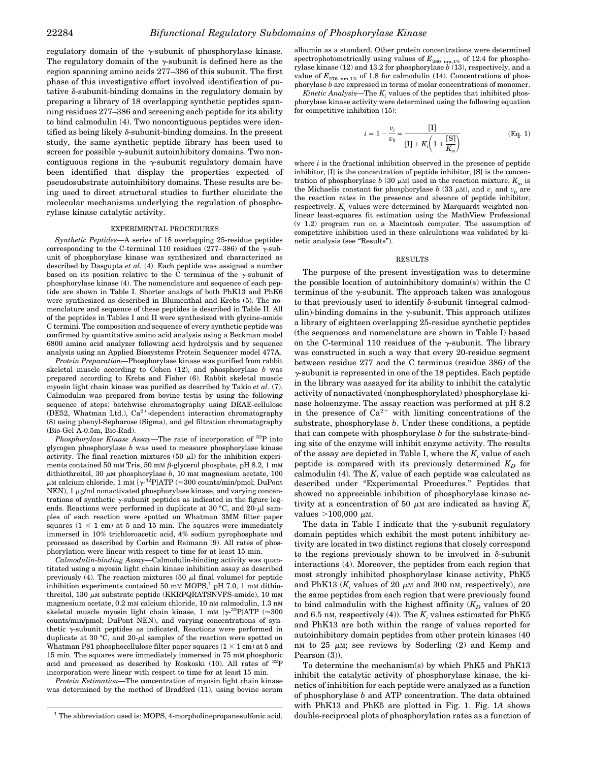regulatory domain of the γ-subunit of phosphorylase kinase. The regulatory domain of the γ-subunit is defined here as the region spanning amino acids 277–386 of this subunit. The first phase of this investigative effort involved identification of putative δ-subunit-binding domains in the regulatory domain by preparing a library of 18 overlapping synthetic peptides spanning residues 277–386 and screening each peptide for its ability to bind calmodulin (4). Two noncontiguous peptides were identified as being likely δ-subunit-binding domains. In the present study, the same synthetic peptide library has been used to screen for possible γ-subunit autoinhibitory domains. Two noncontiguous regions in the γ-subunit regulatory domain have been identified that display the properties expected of pseudosubstrate autoinhibitory domains. These results are being used to direct structural studies to further elucidate the molecular mechanisms underlying the regulation of phosphorylase kinase catalytic activity.

## EXPERIMENTAL PROCEDURES

*Synthetic Peptides*—A series of 18 overlapping 25-residue peptides corresponding to the C-terminal 110 residues (277–386) of the γ-subunit of phosphorylase kinase was synthesized and characterized as described by Dasgupta *et al.* (4). Each peptide was assigned a number based on its position relative to the C terminus of the γ-subunit of phosphorylase kinase (4). The nomenclature and sequence of each peptide are shown in Table I. Shorter analogs of both PhK13 and PhK6 were synthesized as described in Blumenthal and Krebs (5). The nomenclature and sequence of these peptides is described in Table II. All of the peptides in Tables I and II were synthesized with glycine-amide C termini. The composition and sequence of every synthetic peptide was confirmed by quantitative amino acid analysis using a Beckman model 6800 amino acid analyzer following acid hydrolysis and by sequence analysis using an Applied Biosystems Protein Sequencer model 477A.

*Protein Preparation*—Phosphorylase kinase was purified from rabbit skeletal muscle according to Cohen (12), and phosphorylase *b* was prepared according to Krebs and Fisher (6). Rabbit skeletal muscle myosin light chain kinase was purified as described by Takio *et al.* (7). Calmodulin was prepared from bovine testis by using the following sequence of steps: batchwise chromatography using DEAE-cellulose (DE52, Whatman Ltd.), $Ca^{2+}$-dependent interaction chromatography (8) using phenyl-Sepharose (Sigma), and gel filtration chromatography (Bio-Gel A-0.5m, Bio-Rad).

*Phosphorylase Kinase Assay*—The rate of incorporation of $^{32}P$ into glycogen phosphorylase *b* was used to measure phosphorylase kinase activity. The final reaction mixtures (50 μl) for the inhibition experiments contained 50 mM Tris, 50 mM β-glycerol phosphate, pH 8.2, 1 mM dithiothreitol, 30 μM phosphorylase *b*, 10 mM magnesium acetate, 100 μM calcium chloride, 1 mM [γ-$^{32}P$]ATP (≈300 counts/min/pmol; DuPont NEN), 1 μg/ml nonactivated phosphorylase kinase, and varying concentrations of synthetic γ-subunit peptides as indicated in the figure legends. Reactions were performed in duplicate at 30 °C, and 20-μl samples of each reaction were spotted on Whatman 3MM filter paper squares (1 × 1 cm) at 5 and 15 min. The squares were immediately immersed in 10% trichloroacetic acid, 4% sodium pyrophosphate and processed as described by Corbin and Reimann (9). All rates of phosphorylation were linear with respect to time for at least 15 min.

*Calmodulin-binding Assay*—Calmodulin-binding activity was quantitated using a myosin light chain kinase inhibition assay as described previously (4). The reaction mixtures (50 μl final volume) for peptide inhibition experiments contained 50 mM MOPS,[1] pH 7.0, 1 mM dithiothreitol, 130 μM substrate peptide (KKRPQRATSNVFS-amide), 10 mM magnesium acetate, 0.2 mM calcium chloride, 10 nM calmodulin, 1.3 nM skeletal muscle myosin light chain kinase, 1 mM [γ-$^{32}P$]ATP (≈300 counts/min/pmol; DuPont NEN), and varying concentrations of synthetic γ-subunit peptides as indicated. Reactions were performed in duplicate at 30 °C, and 20-μl samples of each reaction were spotted on Whatman P81 phosphocellulose filter paper squares (1 × 1 cm) at 5 and 15 min. The squares were immediately immersed in 75 mM phosphoric acid and processed as described by Roskoski (10). All rates of $^{32}P$ incorporation were linear with respect to time for at least 15 min.

*Protein Estimation*—The concentration of myosin light chain kinase was determined by the method of Bradford (11), using bovine serum albumin as a standard. Other protein concentrations were determined spectrophotometrically using values of $E_{280\ \text{nm},1\%}$ of 12.4 for phosphorylase kinase (12) and 13.2 for phosphorylase *b* (13), respectively, and a value of $E_{276\ \text{nm},1\%}$ of 1.8 for calmodulin (14). Concentrations of phosphorylase *b* are expressed in terms of molar concentrations of monomer.

*Kinetic Analysis*—The $K_i$ values of the peptides that inhibited phosphorylase kinase activity were determined using the following equation for competitive inhibition (15):

$$i = 1 - \frac{v_i}{v_0} = \frac{[\text{I}]}{[\text{I}] + K_i\left(1 + \dfrac{[\text{S}]}{K_m}\right)} \qquad \text{(Eq. 1)}$$

where $i$ is the fractional inhibition observed in the presence of peptide inhibitor, [I] is the concentration of peptide inhibitor, [S] is the concentration of phosphorylase *b* (30 μM) used in the reaction mixture, $K_m$ is the Michaelis constant for phosphorylase *b* (33 μM), and $v_i$ and $v_0$ are the reaction rates in the presence and absence of peptide inhibitor, respectively. $K_i$ values were determined by Marquardt weighted nonlinear least-squares fit estimation using the MathView Professional (v 1.2) program run on a Macintosh computer. The assumption of competitive inhibition used in these calculations was validated by kinetic analysis (see "Results").

## RESULTS

The purpose of the present investigation was to determine the possible location of autoinhibitory domain(s) within the C terminus of the γ-subunit. The approach taken was analogous to that previously used to identify δ-subunit (integral calmodulin)-binding domains in the γ-subunit. This approach utilizes a library of eighteen overlapping 25-residue synthetic peptides (the sequences and nomenclature are shown in Table I) based on the C-terminal 110 residues of the γ-subunit. The library was constructed in such a way that every 20-residue segment between residue 277 and the C terminus (residue 386) of the γ-subunit is represented in one of the 18 peptides. Each peptide in the library was assayed for its ability to inhibit the catalytic activity of nonactivated (nonphosphorylated) phosphorylase kinase holoenzyme. The assay reaction was performed at pH 8.2 in the presence of $Ca^{2+}$ with limiting concentrations of the substrate, phosphorylase *b*. Under these conditions, a peptide that can compete with phosphorylase *b* for the substrate-binding site of the enzyme will inhibit enzyme activity. The results of the assay are depicted in Table I, where the $K_i$ value of each peptide is compared with its previously determined $K_D$ for calmodulin (4). The $K_i$ value of each peptide was calculated as described under "Experimental Procedures." Peptides that showed no appreciable inhibition of phosphorylase kinase activity at a concentration of 50 μM are indicated as having $K_i$ values >100,000 μM.

The data in Table I indicate that the γ-subunit regulatory domain peptides which exhibit the most potent inhibitory activity are located in two distinct regions that closely correspond to the regions previously shown to be involved in δ-subunit interactions (4). Moreover, the peptides from each region that most strongly inhibited phosphorylase kinase activity, PhK5 and PhK13 ($K_i$ values of 20 μM and 300 nM, respectively), are the same peptides from each region that were previously found to bind calmodulin with the highest affinity ($K_D$ values of 20 and 6.5 nM, respectively (4)). The $K_i$ values estimated for PhK5 and PhK13 are both within the range of values reported for autoinhibitory domain peptides from other protein kinases (40 nM to 25 μM; see reviews by Soderling (2) and Kemp and Pearson (3)).

To determine the mechanism(s) by which PhK5 and PhK13 inhibit the catalytic activity of phosphorylase kinase, the kinetics of inhibition for each peptide were analyzed as a function of phosphorylase *b* and ATP concentration. The data obtained with PhK13 and PhK5 are plotted in Fig. 1. Fig. 1*A* shows double-reciprocal plots of phosphorylation rates as a function of

[1] The abbreviation used is: MOPS, 4-morpholinepropanesulfonic acid.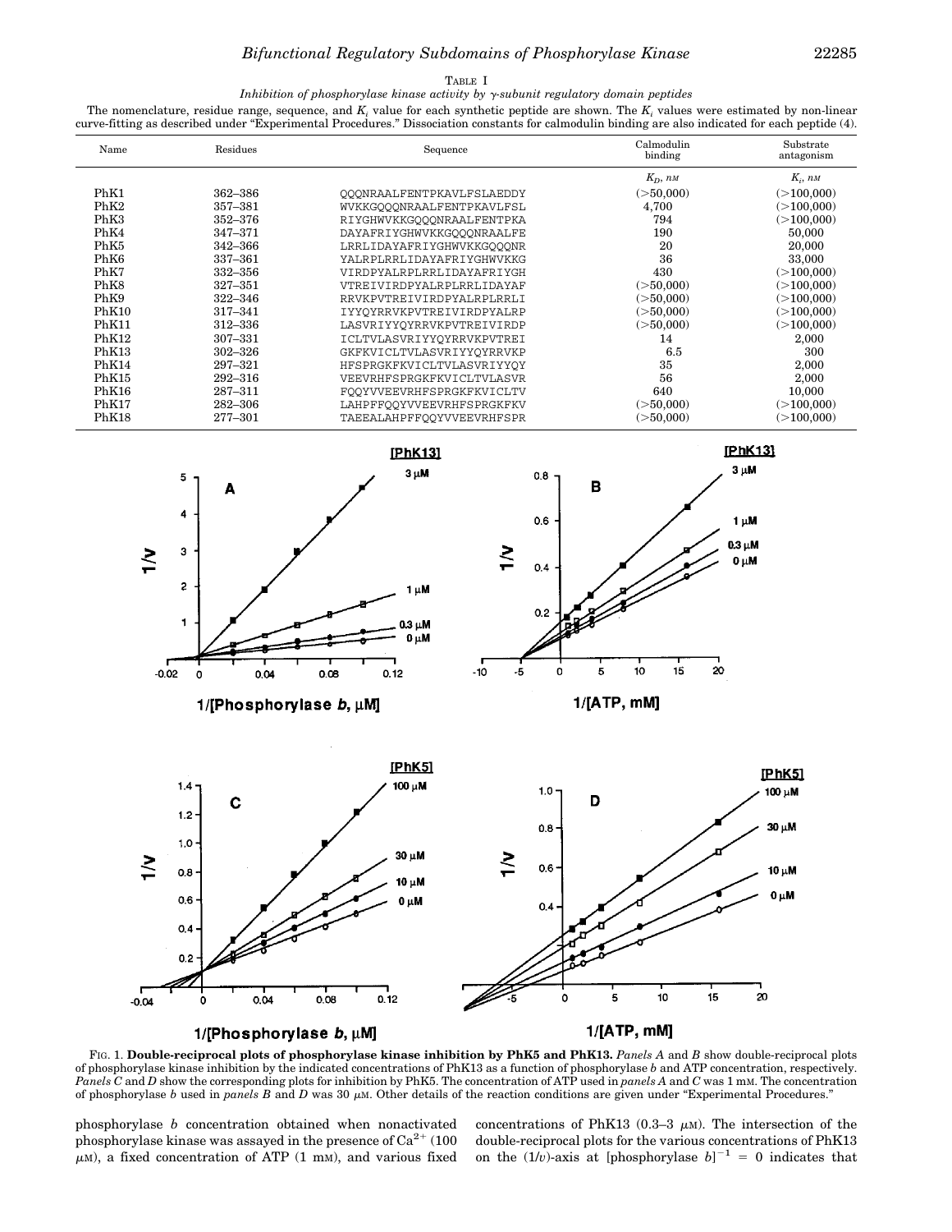TABLE I

*Inhibition of phosphorylase kinase activity by γ-subunit regulatory domain peptides*

The nomenclature, residue range, sequence, and $K_i$ value for each synthetic peptide are shown. The $K_i$ values were estimated by non-linear curve-fitting as described under "Experimental Procedures." Dissociation constants for calmodulin binding are also indicated for each peptide (4).

| Name | Residues | Sequence | Calmodulin binding | Substrate antagonism |
|---|---|---|---|---|
| | | | $K_D$, nM | $K_i$, nM |
| PhK1 | 362–386 | QQQNRAALFENTPKAVLFSLAEDDY | (>50,000) | (>100,000) |
| PhK2 | 357–381 | WVKKGQQQNRAALFENTPKAVLFSL | 4,700 | (>100,000) |
| PhK3 | 352–376 | RIYGHWVKKGQQQNRAALFENTPKA | 794 | (>100,000) |
| PhK4 | 347–371 | DAYAFRIYGHWVKKGQQQNRAALFE | 190 | 50,000 |
| PhK5 | 342–366 | LRRLIDAYAFRIYGHWVKKGQQQNR | 20 | 20,000 |
| PhK6 | 337–361 | YALRPLRRLIDAYAFRIYGHWVKKG | 36 | 33,000 |
| PhK7 | 332–356 | VIRDPYALRPLRRLIDAYAFRIYGH | 430 | (>100,000) |
| PhK8 | 327–351 | VTREIVIRDPYALRPLRRLIDAYAF | (>50,000) | (>100,000) |
| PhK9 | 322–346 | RRVKPVTREIVIRDPYALRPLRRLI | (>50,000) | (>100,000) |
| PhK10 | 317–341 | IYYQYRRVKPVTREIVIRDPYALRP | (>50,000) | (>100,000) |
| PhK11 | 312–336 | LASVRIYYQYRRVKPVTREIVIRDP | (>50,000) | (>100,000) |
| PhK12 | 307–331 | ICLTVLASVRIYYQYRRVKPVTREI | 14 | 2,000 |
| PhK13 | 302–326 | GKFKVICLTVLASVRIYYQYRRVKP | 6.5 | 300 |
| PhK14 | 297–321 | HFSPRGKFKVICLTVLASVRIYYQY | 35 | 2,000 |
| PhK15 | 292–316 | VEEVRHFSPRGKFKVICLTVLASVR | 56 | 2,000 |
| PhK16 | 287–311 | FQQYVVEEVRHFSPRGKFKVICLTV | 640 | 10,000 |
| PhK17 | 282–306 | LAHPFFQQYVVEEVRHFSPRGKFKV | (>50,000) | (>100,000) |
| PhK18 | 277–301 | TAEEALAHPFFQQYVVEEVRHFSPR | (>50,000) | (>100,000) |

FIG. 1. **Double-reciprocal plots of phosphorylase kinase inhibition by PhK5 and PhK13.** *Panels A* and *B* show double-reciprocal plots of phosphorylase kinase inhibition by the indicated concentrations of PhK13 as a function of phosphorylase *b* and ATP concentration, respectively. *Panels C* and *D* show the corresponding plots for inhibition by PhK5. The concentration of ATP used in *panels A* and *C* was 1 mM. The concentration of phosphorylase *b* used in *panels B* and *D* was 30 μM. Other details of the reaction conditions are given under "Experimental Procedures."

phosphorylase *b* concentration obtained when nonactivated phosphorylase kinase was assayed in the presence of $Ca^{2+}$ (100 μM), a fixed concentration of ATP (1 mM), and various fixed concentrations of PhK13 (0.3–3 μM). The intersection of the double-reciprocal plots for the various concentrations of PhK13 on the (1/*v*)-axis at [phosphorylase $b]^{-1} = 0$ indicates that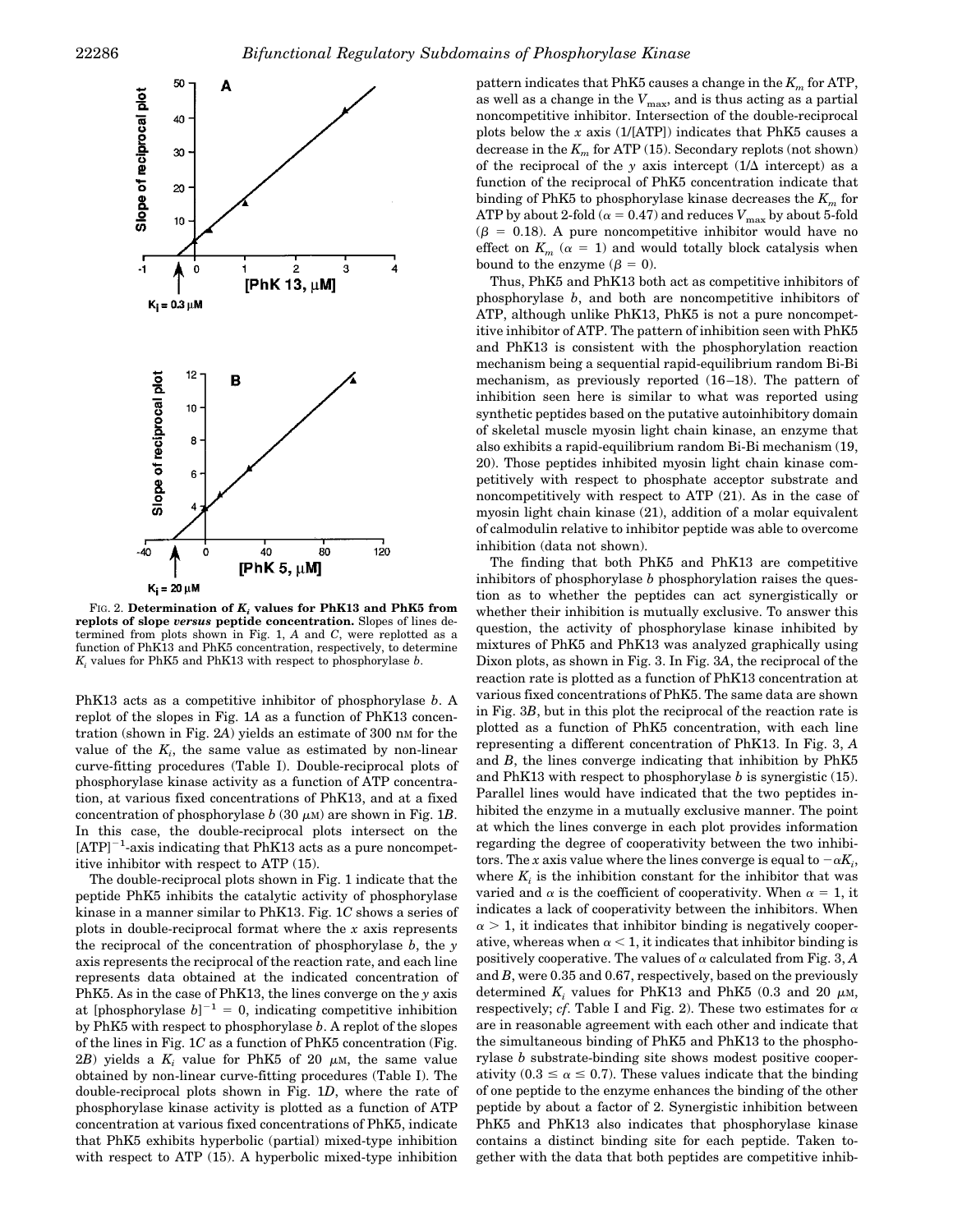FIG. 2. **Determination of $K_i$ values for PhK13 and PhK5 from replots of slope *versus* peptide concentration.** Slopes of lines determined from plots shown in Fig. 1, *A* and *C*, were replotted as a function of PhK13 and PhK5 concentration, respectively, to determine $K_i$ values for PhK5 and PhK13 with respect to phosphorylase *b*.

PhK13 acts as a competitive inhibitor of phosphorylase *b*. A replot of the slopes in Fig. 1*A* as a function of PhK13 concentration (shown in Fig. 2*A*) yields an estimate of 300 nM for the value of the $K_i$, the same value as estimated by non-linear curve-fitting procedures (Table I). Double-reciprocal plots of phosphorylase kinase activity as a function of ATP concentration, at various fixed concentrations of PhK13, and at a fixed concentration of phosphorylase *b* (30 μM) are shown in Fig. 1*B*. In this case, the double-reciprocal plots intersect on the $[ATP]^{-1}$-axis indicating that PhK13 acts as a pure noncompetitive inhibitor with respect to ATP (15).

The double-reciprocal plots shown in Fig. 1 indicate that the peptide PhK5 inhibits the catalytic activity of phosphorylase kinase in a manner similar to PhK13. Fig. 1*C* shows a series of plots in double-reciprocal format where the *x* axis represents the reciprocal of the concentration of phosphorylase *b*, the *y* axis represents the reciprocal of the reaction rate, and each line represents data obtained at the indicated concentration of PhK5. As in the case of PhK13, the lines converge on the *y* axis at $[\text{phosphorylase } b]^{-1} = 0$, indicating competitive inhibition by PhK5 with respect to phosphorylase *b*. A replot of the slopes of the lines in Fig. 1*C* as a function of PhK5 concentration (Fig. 2*B*) yields a $K_i$ value for PhK5 of 20 μM, the same value obtained by non-linear curve-fitting procedures (Table I). The double-reciprocal plots shown in Fig. 1*D*, where the rate of phosphorylase kinase activity is plotted as a function of ATP concentration at various fixed concentrations of PhK5, indicate that PhK5 exhibits hyperbolic (partial) mixed-type inhibition with respect to ATP (15). A hyperbolic mixed-type inhibition pattern indicates that PhK5 causes a change in the $K_m$ for ATP, as well as a change in the $V_{max}$, and is thus acting as a partial noncompetitive inhibitor. Intersection of the double-reciprocal plots below the *x* axis (1/[ATP]) indicates that PhK5 causes a decrease in the $K_m$ for ATP (15). Secondary replots (not shown) of the reciprocal of the *y* axis intercept ($1/\Delta$ intercept) as a function of the reciprocal of PhK5 concentration indicate that binding of PhK5 to phosphorylase kinase decreases the $K_m$ for ATP by about 2-fold ($\alpha = 0.47$) and reduces $V_{max}$ by about 5-fold ($\beta = 0.18$). A pure noncompetitive inhibitor would have no effect on $K_m$ ($\alpha = 1$) and would totally block catalysis when bound to the enzyme ($\beta = 0$).

Thus, PhK5 and PhK13 both act as competitive inhibitors of phosphorylase *b*, and both are noncompetitive inhibitors of ATP, although unlike PhK13, PhK5 is not a pure noncompetitive inhibitor of ATP. The pattern of inhibition seen with PhK5 and PhK13 is consistent with the phosphorylation reaction mechanism being a sequential rapid-equilibrium random Bi-Bi mechanism, as previously reported (16–18). The pattern of inhibition seen here is similar to what was reported using synthetic peptides based on the putative autoinhibitory domain of skeletal muscle myosin light chain kinase, an enzyme that also exhibits a rapid-equilibrium random Bi-Bi mechanism (19, 20). Those peptides inhibited myosin light chain kinase competitively with respect to phosphate acceptor substrate and noncompetitively with respect to ATP (21). As in the case of myosin light chain kinase (21), addition of a molar equivalent of calmodulin relative to inhibitor peptide was able to overcome inhibition (data not shown).

The finding that both PhK5 and PhK13 are competitive inhibitors of phosphorylase *b* phosphorylation raises the question as to whether the peptides can act synergistically or whether their inhibition is mutually exclusive. To answer this question, the activity of phosphorylase kinase inhibited by mixtures of PhK5 and PhK13 was analyzed graphically using Dixon plots, as shown in Fig. 3. In Fig. 3*A*, the reciprocal of the reaction rate is plotted as a function of PhK13 concentration at various fixed concentrations of PhK5. The same data are shown in Fig. 3*B*, but in this plot the reciprocal of the reaction rate is plotted as a function of PhK5 concentration, with each line representing a different concentration of PhK13. In Fig. 3, *A* and *B*, the lines converge indicating that inhibition by PhK5 and PhK13 with respect to phosphorylase *b* is synergistic (15). Parallel lines would have indicated that the two peptides inhibited the enzyme in a mutually exclusive manner. The point at which the lines converge in each plot provides information regarding the degree of cooperativity between the two inhibitors. The *x* axis value where the lines converge is equal to $-\alpha K_i$, where $K_i$ is the inhibition constant for the inhibitor that was varied and $\alpha$ is the coefficient of cooperativity. When $\alpha = 1$, it indicates a lack of cooperativity between the inhibitors. When $\alpha > 1$, it indicates that inhibitor binding is negatively cooperative, whereas when $\alpha < 1$, it indicates that inhibitor binding is positively cooperative. The values of $\alpha$ calculated from Fig. 3, *A* and *B*, were 0.35 and 0.67, respectively, based on the previously determined $K_i$ values for PhK13 and PhK5 (0.3 and 20 μM, respectively; *cf.* Table I and Fig. 2). These two estimates for $\alpha$ are in reasonable agreement with each other and indicate that the simultaneous binding of PhK5 and PhK13 to the phosphorylase *b* substrate-binding site shows modest positive cooperativity ($0.3 \leq \alpha \leq 0.7$). These values indicate that the binding of one peptide to the enzyme enhances the binding of the other peptide by about a factor of 2. Synergistic inhibition between PhK5 and PhK13 also indicates that phosphorylase kinase contains a distinct binding site for each peptide. Taken together with the data that both peptides are competitive inhib-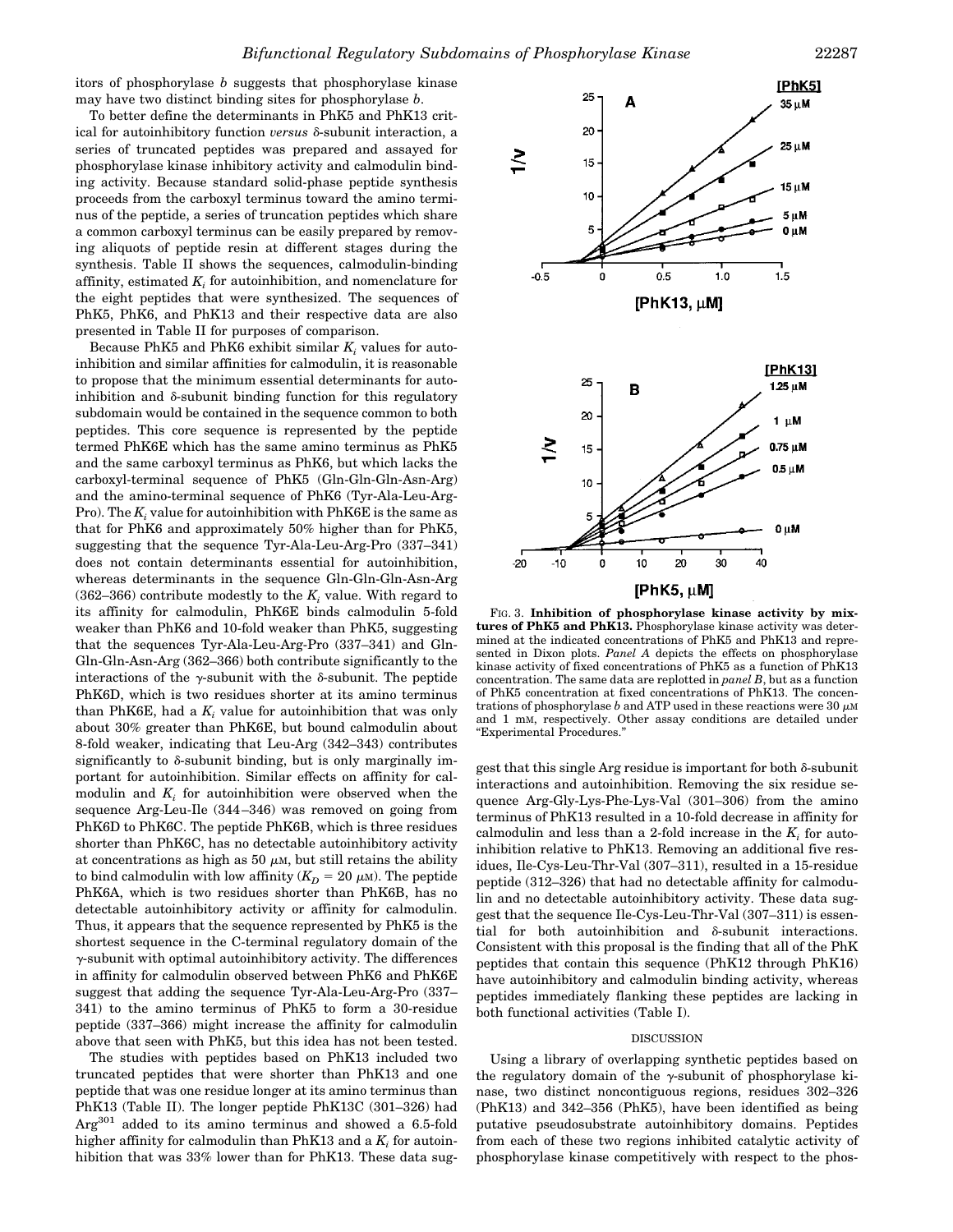itors of phosphorylase *b* suggests that phosphorylase kinase may have two distinct binding sites for phosphorylase *b*.

To better define the determinants in PhK5 and PhK13 critical for autoinhibitory function *versus* δ-subunit interaction, a series of truncated peptides was prepared and assayed for phosphorylase kinase inhibitory activity and calmodulin binding activity. Because standard solid-phase peptide synthesis proceeds from the carboxyl terminus toward the amino terminus of the peptide, a series of truncation peptides which share a common carboxyl terminus can be easily prepared by removing aliquots of peptide resin at different stages during the synthesis. Table II shows the sequences, calmodulin-binding affinity, estimated $K_i$ for autoinhibition, and nomenclature for the eight peptides that were synthesized. The sequences of PhK5, PhK6, and PhK13 and their respective data are also presented in Table II for purposes of comparison.

Because PhK5 and PhK6 exhibit similar $K_i$ values for autoinhibition and similar affinities for calmodulin, it is reasonable to propose that the minimum essential determinants for autoinhibition and δ-subunit binding function for this regulatory subdomain would be contained in the sequence common to both peptides. This core sequence is represented by the peptide termed PhK6E which has the same amino terminus as PhK5 and the same carboxyl terminus as PhK6, but which lacks the carboxyl-terminal sequence of PhK5 (Gln-Gln-Gln-Asn-Arg) and the amino-terminal sequence of PhK6 (Tyr-Ala-Leu-Arg-Pro). The $K_i$ value for autoinhibition with PhK6E is the same as that for PhK6 and approximately 50% higher than for PhK5, suggesting that the sequence Tyr-Ala-Leu-Arg-Pro (337–341) does not contain determinants essential for autoinhibition, whereas determinants in the sequence Gln-Gln-Gln-Asn-Arg (362–366) contribute modestly to the $K_i$ value. With regard to its affinity for calmodulin, PhK6E binds calmodulin 5-fold weaker than PhK6 and 10-fold weaker than PhK5, suggesting that the sequences Tyr-Ala-Leu-Arg-Pro (337–341) and Gln-Gln-Gln-Asn-Arg (362–366) both contribute significantly to the interactions of the γ-subunit with the δ-subunit. The peptide PhK6D, which is two residues shorter at its amino terminus than PhK6E, had a $K_i$ value for autoinhibition that was only about 30% greater than PhK6E, but bound calmodulin about 8-fold weaker, indicating that Leu-Arg (342–343) contributes significantly to δ-subunit binding, but is only marginally important for autoinhibition. Similar effects on affinity for calmodulin and $K_i$ for autoinhibition were observed when the sequence Arg-Leu-Ile (344–346) was removed on going from PhK6D to PhK6C. The peptide PhK6B, which is three residues shorter than PhK6C, has no detectable autoinhibitory activity at concentrations as high as 50 μM, but still retains the ability to bind calmodulin with low affinity ($K_D$ = 20 μM). The peptide PhK6A, which is two residues shorter than PhK6B, has no detectable autoinhibitory activity or affinity for calmodulin. Thus, it appears that the sequence represented by PhK5 is the shortest sequence in the C-terminal regulatory domain of the γ-subunit with optimal autoinhibitory activity. The differences in affinity for calmodulin observed between PhK6 and PhK6E suggest that adding the sequence Tyr-Ala-Leu-Arg-Pro (337–341) to the amino terminus of PhK5 to form a 30-residue peptide (337–366) might increase the affinity for calmodulin above that seen with PhK5, but this idea has not been tested.

The studies with peptides based on PhK13 included two truncated peptides that were shorter than PhK13 and one peptide that was one residue longer at its amino terminus than PhK13 (Table II). The longer peptide PhK13C (301–326) had $Arg^{301}$ added to its amino terminus and showed a 6.5-fold higher affinity for calmodulin than PhK13 and a $K_i$ for autoinhibition that was 33% lower than for PhK13. These data suggest that this single Arg residue is important for both δ-subunit interactions and autoinhibition. Removing the six residue sequence Arg-Gly-Lys-Phe-Lys-Val (301–306) from the amino terminus of PhK13 resulted in a 10-fold decrease in affinity for calmodulin and less than a 2-fold increase in the $K_i$ for autoinhibition relative to PhK13. Removing an additional five residues, Ile-Cys-Leu-Thr-Val (307–311), resulted in a 15-residue peptide (312–326) that had no detectable affinity for calmodulin and no detectable autoinhibitory activity. These data suggest that the sequence Ile-Cys-Leu-Thr-Val (307–311) is essential for both autoinhibition and δ-subunit interactions. Consistent with this proposal is the finding that all of the PhK peptides that contain this sequence (PhK12 through PhK16) have autoinhibitory and calmodulin binding activity, whereas peptides immediately flanking these peptides are lacking in both functional activities (Table I).

FIG. 3. **Inhibition of phosphorylase kinase activity by mixtures of PhK5 and PhK13.** Phosphorylase kinase activity was determined at the indicated concentrations of PhK5 and PhK13 and represented in Dixon plots. *Panel A* depicts the effects on phosphorylase kinase activity of fixed concentrations of PhK5 as a function of PhK13 concentration. The same data are replotted in *panel B*, but as a function of PhK5 concentration at fixed concentrations of PhK13. The concentrations of phosphorylase *b* and ATP used in these reactions were 30 μM and 1 mM, respectively. Other assay conditions are detailed under "Experimental Procedures."

## DISCUSSION

Using a library of overlapping synthetic peptides based on the regulatory domain of the γ-subunit of phosphorylase kinase, two distinct noncontiguous regions, residues 302–326 (PhK13) and 342–356 (PhK5), have been identified as being putative pseudosubstrate autoinhibitory domains. Peptides from each of these two regions inhibited catalytic activity of phosphorylase kinase competitively with respect to the phos-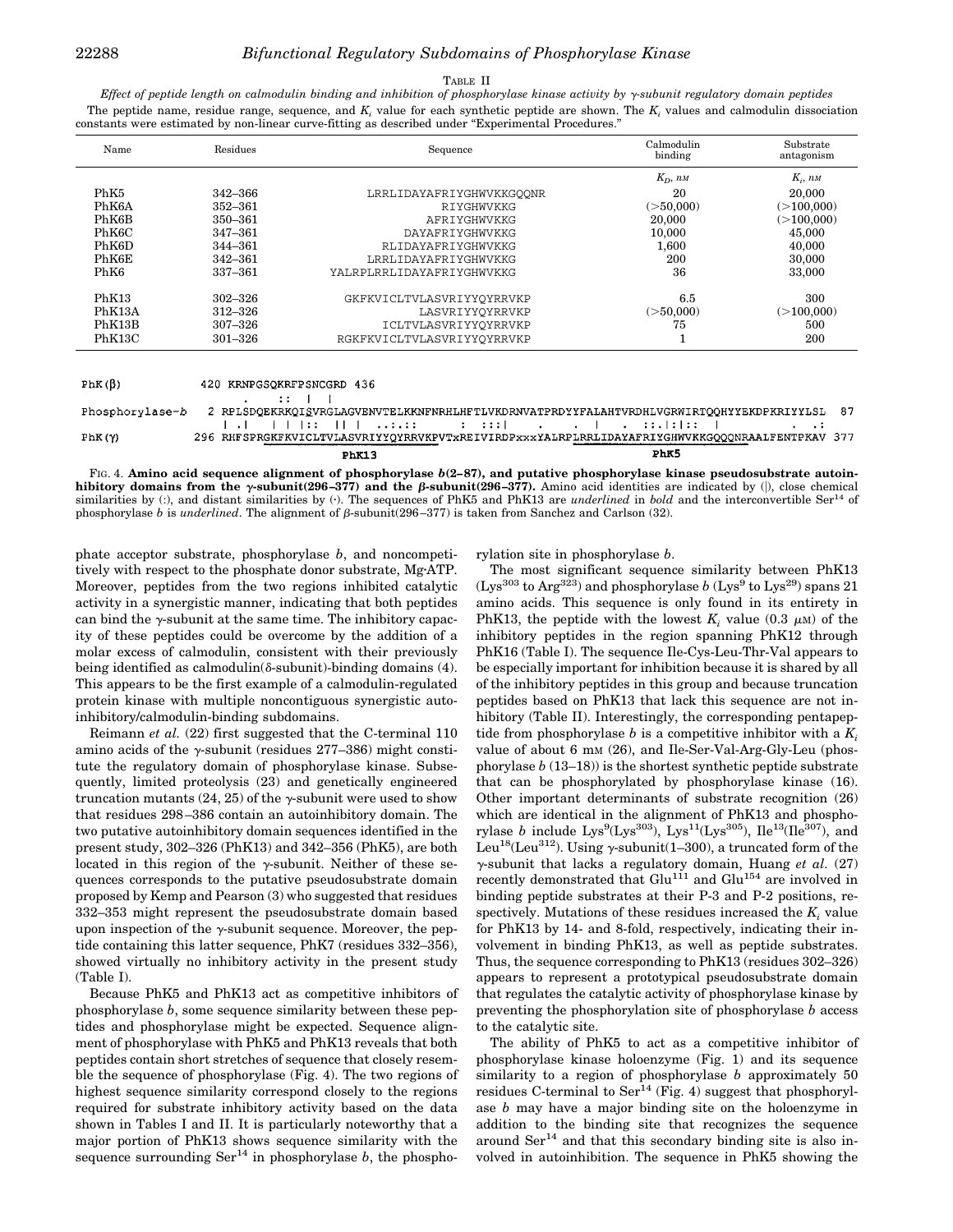TABLE II

*Effect of peptide length on calmodulin binding and inhibition of phosphorylase kinase activity by γ-subunit regulatory domain peptides*

The peptide name, residue range, sequence, and $K_i$ value for each synthetic peptide are shown. The $K_i$ values and calmodulin dissociation constants were estimated by non-linear curve-fitting as described under "Experimental Procedures."

| Name | Residues | Sequence | Calmodulin binding | Substrate antagonism |
|---|---|---|---|---|
| | | | $K_D$, nM | $K_i$, nM |
| PhK5 | 342–366 | LRRLIDAYAFRIYGHWVKKGQQNR | 20 | 20,000 |
| PhK6A | 352–361 | RIYGHWVKKG | (>50,000) | (>100,000) |
| PhK6B | 350–361 | AFRIYGHWVKKG | 20,000 | (>100,000) |
| PhK6C | 347–361 | DAYAFRIYGHWVKKG | 10,000 | 45,000 |
| PhK6D | 344–361 | RLIDAYAFRIYGHWVKKG | 1,600 | 40,000 |
| PhK6E | 342–361 | LRRLIDAYAFRIYGHWVKKG | 200 | 30,000 |
| PhK6 | 337–361 | YALRPLRRLIDAYAFRIYGHWVKKG | 36 | 33,000 |
| PhK13 | 302–326 | GKFKVICLTVLASVRIYYQYRRVKP | 6.5 | 300 |
| PhK13A | 312–326 | LASVRIYYQYRRVKP | (>50,000) | (>100,000) |
| PhK13B | 307–326 | ICLTVLASVRIYYQYRRVKP | 75 | 500 |
| PhK13C | 301–326 | RGKFKVICLTVLASVRIYYQYRRVKP | 1 | 200 |

```
PhK(β)          420 KRNPGSQKRFPSNCGRD 436
                     .   ::  |  |
Phosphorylase-b   2 RPLSDQEKRKQISVRGLAGVENVTELKKNFNRHLHFTLVKDRNVATPRDYYFALAHTVRDHLVGRWIRTQQHYYEKDPKRIYYLSL  87
                     | .|    | | |::  || |  ..:.::     :  :::|    .     .   |   .  ::.|:|::  |           .  .:
PhK(γ)          296 RHFSPRGKFKVICLTVLASVRIYYQYRRVKPVTxREIVIRDPxxxYALRPLRRLIDAYAFRIYGHWVKKGQQQNRAALFENTPKAV 377
                              PhK13                                        PhK5
```

FIG. 4. **Amino acid sequence alignment of phosphorylase *b*(2–87), and putative phosphorylase kinase pseudosubstrate autoinhibitory domains from the γ-subunit(296–377) and the β-subunit(296–377).** Amino acid identities are indicated by (|), close chemical similarities by (:), and distant similarities by (·). The sequences of PhK5 and PhK13 are *underlined* in **bold** and the interconvertible Ser[14] of phosphorylase *b* is *underlined*. The alignment of β-subunit(296–377) is taken from Sanchez and Carlson (32).

phate acceptor substrate, phosphorylase *b*, and noncompetitively with respect to the phosphate donor substrate, Mg·ATP. Moreover, peptides from the two regions inhibited catalytic activity in a synergistic manner, indicating that both peptides can bind the γ-subunit at the same time. The inhibitory capacity of these peptides could be overcome by the addition of a molar excess of calmodulin, consistent with their previously being identified as calmodulin(δ-subunit)-binding domains (4). This appears to be the first example of a calmodulin-regulated protein kinase with multiple noncontiguous synergistic autoinhibitory/calmodulin-binding subdomains.

Reimann *et al.* (22) first suggested that the C-terminal 110 amino acids of the γ-subunit (residues 277–386) might constitute the regulatory domain of phosphorylase kinase. Subsequently, limited proteolysis (23) and genetically engineered truncation mutants (24, 25) of the γ-subunit were used to show that residues 298–386 contain an autoinhibitory domain. The two putative autoinhibitory domain sequences identified in the present study, 302–326 (PhK13) and 342–356 (PhK5), are both located in this region of the γ-subunit. Neither of these sequences corresponds to the putative pseudosubstrate domain proposed by Kemp and Pearson (3) who suggested that residues 332–353 might represent the pseudosubstrate domain based upon inspection of the γ-subunit sequence. Moreover, the peptide containing this latter sequence, PhK7 (residues 332–356), showed virtually no inhibitory activity in the present study (Table I).

Because PhK5 and PhK13 act as competitive inhibitors of phosphorylase *b*, some sequence similarity between these peptides and phosphorylase might be expected. Sequence alignment of phosphorylase with PhK5 and PhK13 reveals that both peptides contain short stretches of sequence that closely resemble the sequence of phosphorylase (Fig. 4). The two regions of highest sequence similarity correspond closely to the regions required for substrate inhibitory activity based on the data shown in Tables I and II. It is particularly noteworthy that a major portion of PhK13 shows sequence similarity with the sequence surrounding Ser[14] in phosphorylase *b*, the phosphorylation site in phosphorylase *b*.

The most significant sequence similarity between PhK13 (Lys[303] to Arg[323]) and phosphorylase *b* (Lys[9] to Lys[29]) spans 21 amino acids. This sequence is only found in its entirety in PhK13, the peptide with the lowest $K_i$ value (0.3 μM) of the inhibitory peptides in the region spanning PhK12 through PhK16 (Table I). The sequence Ile-Cys-Leu-Thr-Val appears to be especially important for inhibition because it is shared by all of the inhibitory peptides in this group and because truncation peptides based on PhK13 that lack this sequence are not inhibitory (Table II). Interestingly, the corresponding pentapeptide from phosphorylase *b* is a competitive inhibitor with a $K_i$ value of about 6 mM (26), and Ile-Ser-Val-Arg-Gly-Leu (phosphorylase *b* (13–18)) is the shortest synthetic peptide substrate that can be phosphorylated by phosphorylase kinase (16). Other important determinants of substrate recognition (26) which are identical in the alignment of PhK13 and phosphorylase *b* include Lys[9](Lys[303]), Lys[11](Lys[305]), Ile[13](Ile[307]), and Leu[18](Leu[312]). Using γ-subunit(1–300), a truncated form of the γ-subunit that lacks a regulatory domain, Huang *et al.* (27) recently demonstrated that Glu[111] and Glu[154] are involved in binding peptide substrates at their P-3 and P-2 positions, respectively. Mutations of these residues increased the $K_i$ value for PhK13 by 14- and 8-fold, respectively, indicating their involvement in binding PhK13, as well as peptide substrates. Thus, the sequence corresponding to PhK13 (residues 302–326) appears to represent a prototypical pseudosubstrate domain that regulates the catalytic activity of phosphorylase kinase by preventing the phosphorylation site of phosphorylase *b* access to the catalytic site.

The ability of PhK5 to act as a competitive inhibitor of phosphorylase kinase holoenzyme (Fig. 1) and its sequence similarity to a region of phosphorylase *b* approximately 50 residues C-terminal to Ser[14] (Fig. 4) suggest that phosphorylase *b* may have a major binding site on the holoenzyme in addition to the binding site that recognizes the sequence around Ser[14] and that this secondary binding site is also involved in autoinhibition. The sequence in PhK5 showing the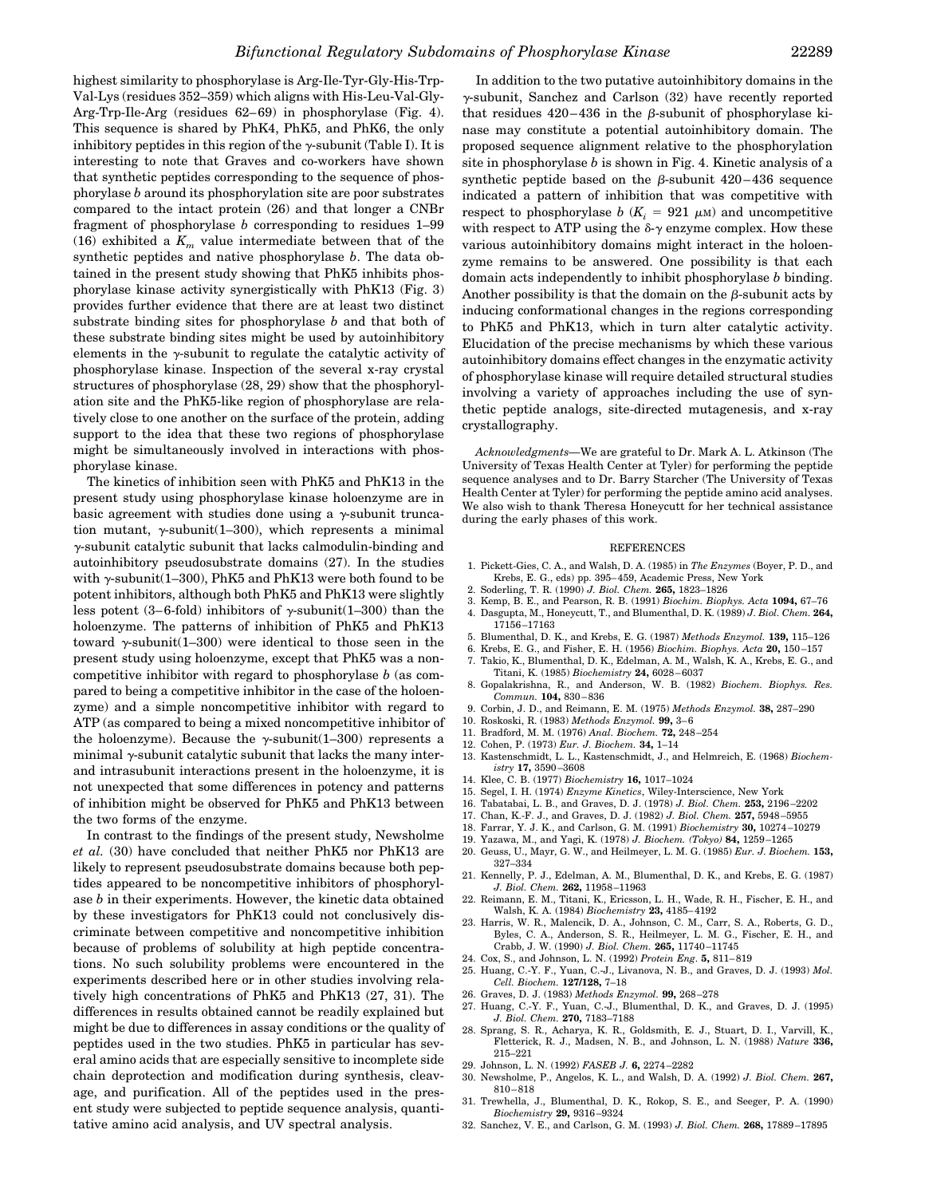highest similarity to phosphorylase is Arg-Ile-Tyr-Gly-His-Trp-Val-Lys (residues 352–359) which aligns with His-Leu-Val-Gly-Arg-Trp-Ile-Arg (residues 62–69) in phosphorylase (Fig. 4). This sequence is shared by PhK4, PhK5, and PhK6, the only inhibitory peptides in this region of the γ-subunit (Table I). It is interesting to note that Graves and co-workers have shown that synthetic peptides corresponding to the sequence of phosphorylase *b* around its phosphorylation site are poor substrates compared to the intact protein (26) and that longer a CNBr fragment of phosphorylase *b* corresponding to residues 1–99 (16) exhibited a $K_m$ value intermediate between that of the synthetic peptides and native phosphorylase *b*. The data obtained in the present study showing that PhK5 inhibits phosphorylase kinase activity synergistically with PhK13 (Fig. 3) provides further evidence that there are at least two distinct substrate binding sites for phosphorylase *b* and that both of these substrate binding sites might be used by autoinhibitory elements in the γ-subunit to regulate the catalytic activity of phosphorylase kinase. Inspection of the several x-ray crystal structures of phosphorylase (28, 29) show that the phosphorylation site and the PhK5-like region of phosphorylase are relatively close to one another on the surface of the protein, adding support to the idea that these two regions of phosphorylase might be simultaneously involved in interactions with phosphorylase kinase.

The kinetics of inhibition seen with PhK5 and PhK13 in the present study using phosphorylase kinase holoenzyme are in basic agreement with studies done using a γ-subunit truncation mutant, γ-subunit(1–300), which represents a minimal γ-subunit catalytic subunit that lacks calmodulin-binding and autoinhibitory pseudosubstrate domains (27). In the studies with γ-subunit(1–300), PhK5 and PhK13 were both found to be potent inhibitors, although both PhK5 and PhK13 were slightly less potent (3–6-fold) inhibitors of γ-subunit(1–300) than the holoenzyme. The patterns of inhibition of PhK5 and PhK13 toward γ-subunit(1–300) were identical to those seen in the present study using holoenzyme, except that PhK5 was a noncompetitive inhibitor with regard to phosphorylase *b* (as compared to being a competitive inhibitor in the case of the holoenzyme) and a simple noncompetitive inhibitor with regard to ATP (as compared to being a mixed noncompetitive inhibitor of the holoenzyme). Because the γ-subunit(1–300) represents a minimal γ-subunit catalytic subunit that lacks the many inter- and intrasubunit interactions present in the holoenzyme, it is not unexpected that some differences in potency and patterns of inhibition might be observed for PhK5 and PhK13 between the two forms of the enzyme.

In contrast to the findings of the present study, Newsholme *et al.* (30) have concluded that neither PhK5 nor PhK13 are likely to represent pseudosubstrate domains because both peptides appeared to be noncompetitive inhibitors of phosphorylase *b* in their experiments. However, the kinetic data obtained by these investigators for PhK13 could not conclusively discriminate between competitive and noncompetitive inhibition because of problems of solubility at high peptide concentrations. No such solubility problems were encountered in the experiments described here or in other studies involving relatively high concentrations of PhK5 and PhK13 (27, 31). The differences in results obtained cannot be readily explained but might be due to differences in assay conditions or the quality of peptides used in the two studies. PhK5 in particular has several amino acids that are especially sensitive to incomplete side chain deprotection and modification during synthesis, cleavage, and purification. All of the peptides used in the present study were subjected to peptide sequence analysis, quantitative amino acid analysis, and UV spectral analysis.

In addition to the two putative autoinhibitory domains in the γ-subunit, Sanchez and Carlson (32) have recently reported that residues 420–436 in the β-subunit of phosphorylase kinase may constitute a potential autoinhibitory domain. The proposed sequence alignment relative to the phosphorylation site in phosphorylase *b* is shown in Fig. 4. Kinetic analysis of a synthetic peptide based on the β-subunit 420–436 sequence indicated a pattern of inhibition that was competitive with respect to phosphorylase *b* ($K_i$ = 921 μM) and uncompetitive with respect to ATP using the δ-γ enzyme complex. How these various autoinhibitory domains might interact in the holoenzyme remains to be answered. One possibility is that each domain acts independently to inhibit phosphorylase *b* binding. Another possibility is that the domain on the β-subunit acts by inducing conformational changes in the regions corresponding to PhK5 and PhK13, which in turn alter catalytic activity. Elucidation of the precise mechanisms by which these various autoinhibitory domains effect changes in the enzymatic activity of phosphorylase kinase will require detailed structural studies involving a variety of approaches including the use of synthetic peptide analogs, site-directed mutagenesis, and x-ray crystallography.

*Acknowledgments*—We are grateful to Dr. Mark A. L. Atkinson (The University of Texas Health Center at Tyler) for performing the peptide sequence analyses and to Dr. Barry Starcher (The University of Texas Health Center at Tyler) for performing the peptide amino acid analyses. We also wish to thank Theresa Honeycutt for her technical assistance during the early phases of this work.

## REFERENCES

1. Pickett-Gies, C. A., and Walsh, D. A. (1985) in *The Enzymes* (Boyer, P. D., and Krebs, E. G., eds) pp. 395–459, Academic Press, New York
2. Soderling, T. R. (1990) *J. Biol. Chem.* **265,** 1823–1826
3. Kemp, B. E., and Pearson, R. B. (1991) *Biochim. Biophys. Acta* **1094,** 67–76
4. Dasgupta, M., Honeycutt, T., and Blumenthal, D. K. (1989) *J. Biol. Chem.* **264,** 17156–17163
5. Blumenthal, D. K., and Krebs, E. G. (1987) *Methods Enzymol.* **139,** 115–126
6. Krebs, E. G., and Fisher, E. H. (1956) *Biochim. Biophys. Acta* **20,** 150–157
7. Takio, K., Blumenthal, D. K., Edelman, A. M., Walsh, K. A., Krebs, E. G., and Titani, K. (1985) *Biochemistry* **24,** 6028–6037
8. Gopalakrishna, R., and Anderson, W. B. (1982) *Biochem. Biophys. Res. Commun.* **104,** 830–836
9. Corbin, J. D., and Reimann, E. M. (1975) *Methods Enzymol.* **38,** 287–290
10. Roskoski, R. (1983) *Methods Enzymol.* **99,** 3–6
11. Bradford, M. M. (1976) *Anal. Biochem.* **72,** 248–254
12. Cohen, P. (1973) *Eur. J. Biochem.* **34,** 1–14
13. Kastenschmidt, L. L., Kastenschmidt, J., and Helmreich, E. (1968) *Biochemistry* **17,** 3590–3608
14. Klee, C. B. (1977) *Biochemistry* **16,** 1017–1024
15. Segel, I. H. (1974) *Enzyme Kinetics*, Wiley-Interscience, New York
16. Tabatabai, L. B., and Graves, D. J. (1978) *J. Biol. Chem.* **253,** 2196–2202
17. Chan, K.-F. J., and Graves, D. J. (1982) *J. Biol. Chem.* **257,** 5948–5955
18. Farrar, Y. J. K., and Carlson, G. M. (1991) *Biochemistry* **30,** 10274–10279
19. Yazawa, M., and Yagi, K. (1978) *J. Biochem. (Tokyo)* **84,** 1259–1265
20. Geuss, U., Mayr, G. W., and Heilmeyer, L. M. G. (1985) *Eur. J. Biochem.* **153,** 327–334
21. Kennelly, P. J., Edelman, A. M., Blumenthal, D. K., and Krebs, E. G. (1987) *J. Biol. Chem.* **262,** 11958–11963
22. Reimann, E. M., Titani, K., Ericsson, L. H., Wade, R. H., Fischer, E. H., and Walsh, K. A. (1984) *Biochemistry* **23,** 4185–4192
23. Harris, W. R., Malencik, D. A., Johnson, C. M., Carr, S. A., Roberts, G. D., Byles, C. A., Anderson, S. R., Heilmeyer, L. M. G., Fischer, E. H., and Crabb, J. W. (1990) *J. Biol. Chem.* **265,** 11740–11745
24. Cox, S., and Johnson, L. N. (1992) *Protein Eng.* **5,** 811–819
25. Huang, C.-Y. F., Yuan, C.-J., Livanova, N. B., and Graves, D. J. (1993) *Mol. Cell. Biochem.* **127/128,** 7–18
26. Graves, D. J. (1983) *Methods Enzymol.* **99,** 268–278
27. Huang, C.-Y. F., Yuan, C.-J., Blumenthal, D. K., and Graves, D. J. (1995) *J. Biol. Chem.* **270,** 7183–7188
28. Sprang, S. R., Acharya, K. R., Goldsmith, E. J., Stuart, D. I., Varvill, K., Fletterick, R. J., Madsen, N. B., and Johnson, L. N. (1988) *Nature* **336,** 215–221
29. Johnson, L. N. (1992) *FASEB J.* **6,** 2274–2282
30. Newsholme, P., Angelos, K. L., and Walsh, D. A. (1992) *J. Biol. Chem.* **267,** 810–818
31. Trewhella, J., Blumenthal, D. K., Rokop, S. E., and Seeger, P. A. (1990) *Biochemistry* **29,** 9316–9324
32. Sanchez, V. E., and Carlson, G. M. (1993) *J. Biol. Chem.* **268,** 17889–17895